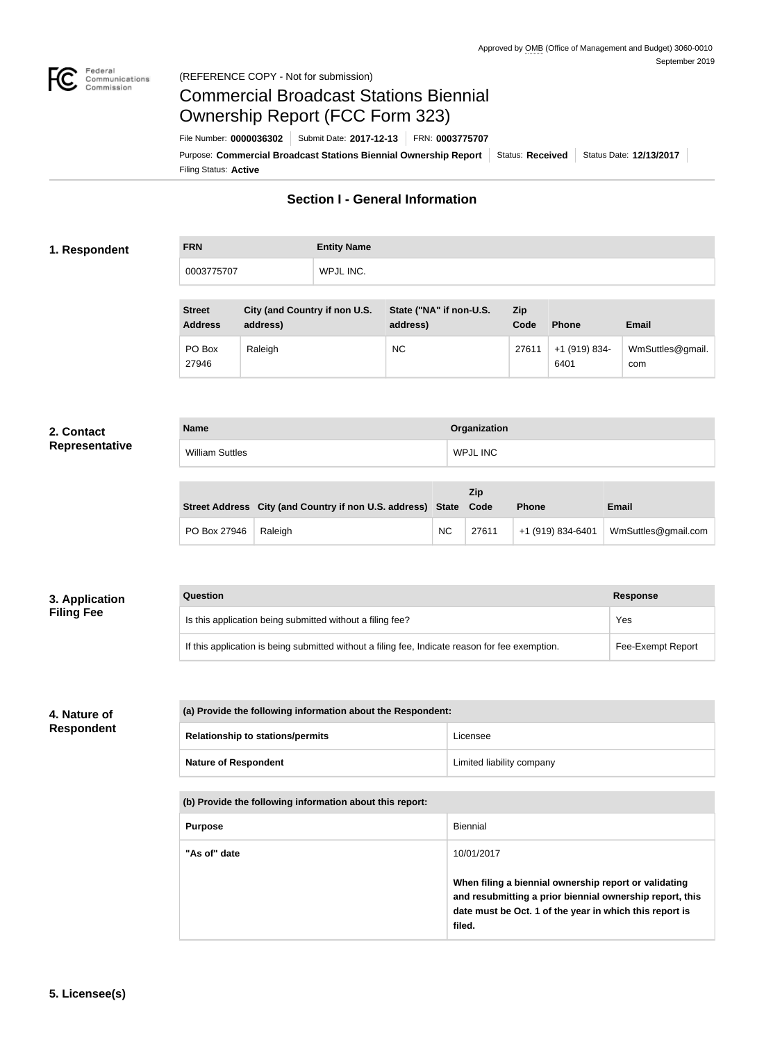Approved by OMB (Office of Management and Budget) 3060-0010
September 2019

(REFERENCE COPY - Not for submission)

# Commercial Broadcast Stations Biennial Ownership Report (FCC Form 323)

File Number: **0000036302** | Submit Date: **2017-12-13** | FRN: **0003775707**

Purpose: **Commercial Broadcast Stations Biennial Ownership Report** | Status: **Received** | Status Date: **12/13/2017**

Filing Status: **Active**

## Section I - General Information

### 1. Respondent

| FRN | Entity Name |
| --- | --- |
| 0003775707 | WPJL INC. |

| Street Address | City (and Country if non U.S. address) | State ("NA" if non-U.S. address) | Zip Code | Phone | Email |
| --- | --- | --- | --- | --- | --- |
| PO Box 27946 | Raleigh | NC | 27611 | +1 (919) 834-6401 | WmSuttles@gmail.com |

### 2. Contact Representative

| Name | Organization |
| --- | --- |
| William Suttles | WPJL INC |

| Street Address | City (and Country if non U.S. address) | State | Zip Code | Phone | Email |
| --- | --- | --- | --- | --- | --- |
| PO Box 27946 | Raleigh | NC | 27611 | +1 (919) 834-6401 | WmSuttles@gmail.com |

### 3. Application Filing Fee

| Question | Response |
| --- | --- |
| Is this application being submitted without a filing fee? | Yes |
| If this application is being submitted without a filing fee, Indicate reason for fee exemption. | Fee-Exempt Report |

### 4. Nature of Respondent

| (a) Provide the following information about the Respondent: | |
| --- | --- |
| **Relationship to stations/permits** | Licensee |
| **Nature of Respondent** | Limited liability company |

| (b) Provide the following information about this report: | |
| --- | --- |
| **Purpose** | Biennial |
| **"As of" date** | 10/01/2017<br>**When filing a biennial ownership report or validating and resubmitting a prior biennial ownership report, this date must be Oct. 1 of the year in which this report is filed.** |

### 5. Licensee(s)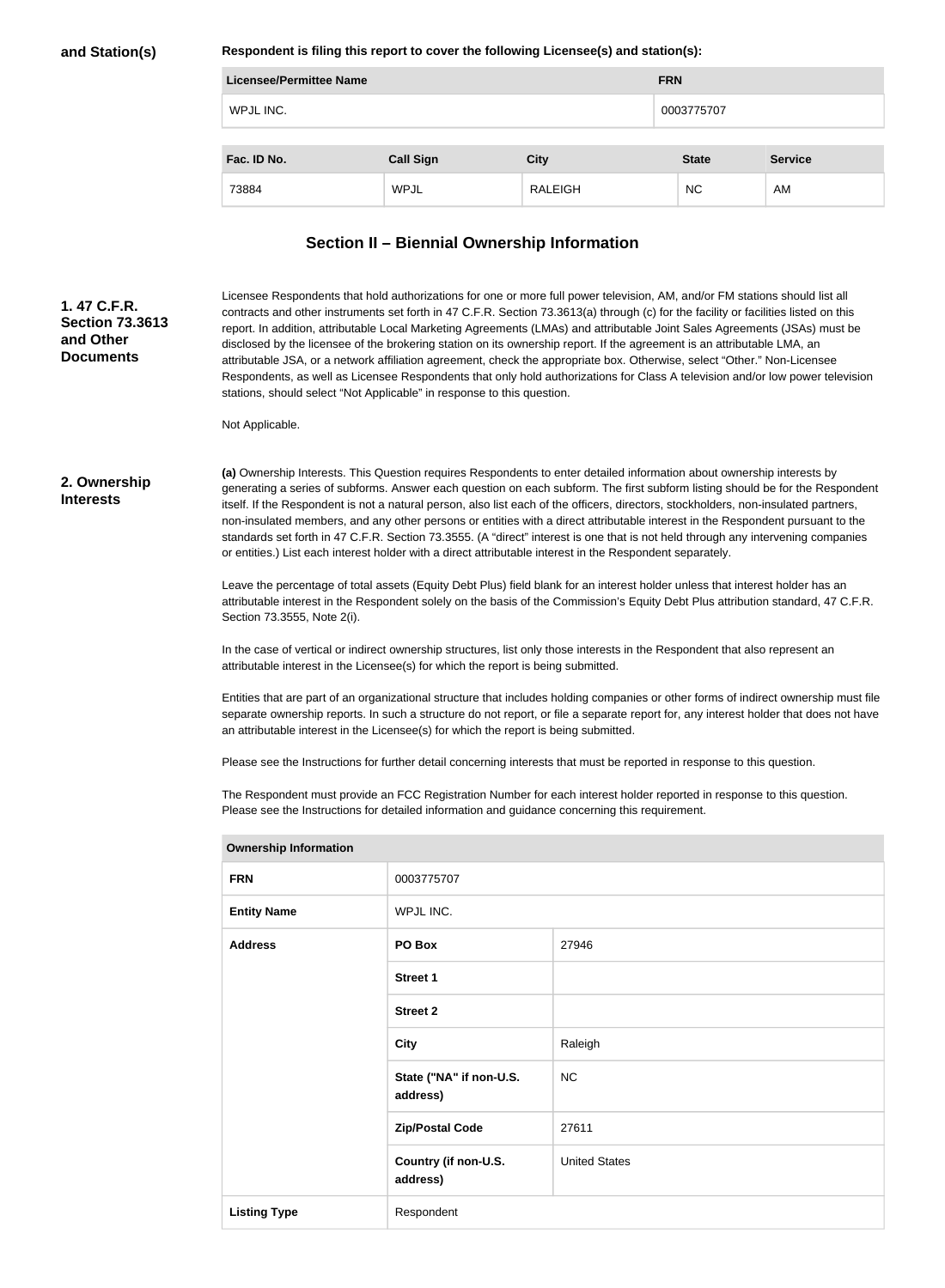**and Station(s)**

**Respondent is filing this report to cover the following Licensee(s) and station(s):**

| Licensee/Permittee Name | FRN |
| --- | --- |
| WPJL INC. | 0003775707 |

| Fac. ID No. | Call Sign | City | State | Service |
| --- | --- | --- | --- | --- |
| 73884 | WPJL | RALEIGH | NC | AM |

## Section II – Biennial Ownership Information

**1. 47 C.F.R. Section 73.3613 and Other Documents**

Licensee Respondents that hold authorizations for one or more full power television, AM, and/or FM stations should list all contracts and other instruments set forth in 47 C.F.R. Section 73.3613(a) through (c) for the facility or facilities listed on this report. In addition, attributable Local Marketing Agreements (LMAs) and attributable Joint Sales Agreements (JSAs) must be disclosed by the licensee of the brokering station on its ownership report. If the agreement is an attributable LMA, an attributable JSA, or a network affiliation agreement, check the appropriate box. Otherwise, select "Other." Non-Licensee Respondents, as well as Licensee Respondents that only hold authorizations for Class A television and/or low power television stations, should select "Not Applicable" in response to this question.

Not Applicable.

**2. Ownership Interests**

**(a)** Ownership Interests. This Question requires Respondents to enter detailed information about ownership interests by generating a series of subforms. Answer each question on each subform. The first subform listing should be for the Respondent itself. If the Respondent is not a natural person, also list each of the officers, directors, stockholders, non-insulated partners, non-insulated members, and any other persons or entities with a direct attributable interest in the Respondent pursuant to the standards set forth in 47 C.F.R. Section 73.3555. (A "direct" interest is one that is not held through any intervening companies or entities.) List each interest holder with a direct attributable interest in the Respondent separately.

Leave the percentage of total assets (Equity Debt Plus) field blank for an interest holder unless that interest holder has an attributable interest in the Respondent solely on the basis of the Commission's Equity Debt Plus attribution standard, 47 C.F.R. Section 73.3555, Note 2(i).

In the case of vertical or indirect ownership structures, list only those interests in the Respondent that also represent an attributable interest in the Licensee(s) for which the report is being submitted.

Entities that are part of an organizational structure that includes holding companies or other forms of indirect ownership must file separate ownership reports. In such a structure do not report, or file a separate report for, any interest holder that does not have an attributable interest in the Licensee(s) for which the report is being submitted.

Please see the Instructions for further detail concerning interests that must be reported in response to this question.

The Respondent must provide an FCC Registration Number for each interest holder reported in response to this question. Please see the Instructions for detailed information and guidance concerning this requirement.

| Ownership Information | | |
| --- | --- | --- |
| FRN | 0003775707 | |
| Entity Name | WPJL INC. | |
| Address | PO Box | 27946 |
| | Street 1 | |
| | Street 2 | |
| | City | Raleigh |
| | State ("NA" if non-U.S. address) | NC |
| | Zip/Postal Code | 27611 |
| | Country (if non-U.S. address) | United States |
| Listing Type | Respondent | |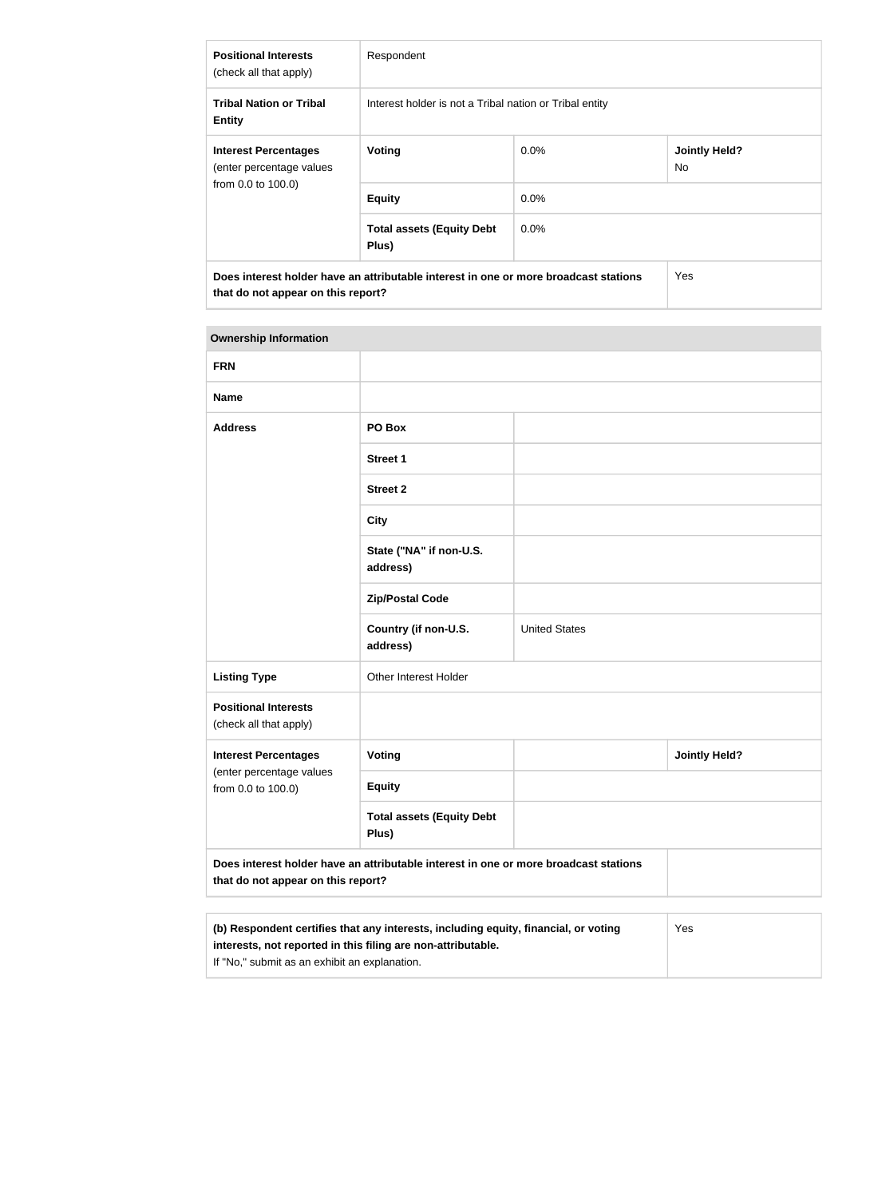| | | | |
|---|---|---|---|
| **Positional Interests** (check all that apply) | Respondent | | |
| **Tribal Nation or Tribal Entity** | Interest holder is not a Tribal nation or Tribal entity | | |
| **Interest Percentages** (enter percentage values from 0.0 to 100.0) | **Voting** | 0.0% | **Jointly Held?** No |
| | **Equity** | 0.0% | |
| | **Total assets (Equity Debt Plus)** | 0.0% | |
| **Does interest holder have an attributable interest in one or more broadcast stations that do not appear on this report?** | | | Yes |

| **Ownership Information** | | | |
|---|---|---|---|
| **FRN** | | | |
| **Name** | | | |
| **Address** | **PO Box** | | |
| | **Street 1** | | |
| | **Street 2** | | |
| | **City** | | |
| | **State ("NA" if non-U.S. address)** | | |
| | **Zip/Postal Code** | | |
| | **Country (if non-U.S. address)** | United States | |
| **Listing Type** | Other Interest Holder | | |
| **Positional Interests** (check all that apply) | | | |
| **Interest Percentages** (enter percentage values from 0.0 to 100.0) | **Voting** | | **Jointly Held?** |
| | **Equity** | | |
| | **Total assets (Equity Debt Plus)** | | |
| **Does interest holder have an attributable interest in one or more broadcast stations that do not appear on this report?** | | | |

| | |
|---|---|
| **(b) Respondent certifies that any interests, including equity, financial, or voting interests, not reported in this filing are non-attributable.** If "No," submit as an exhibit an explanation. | Yes |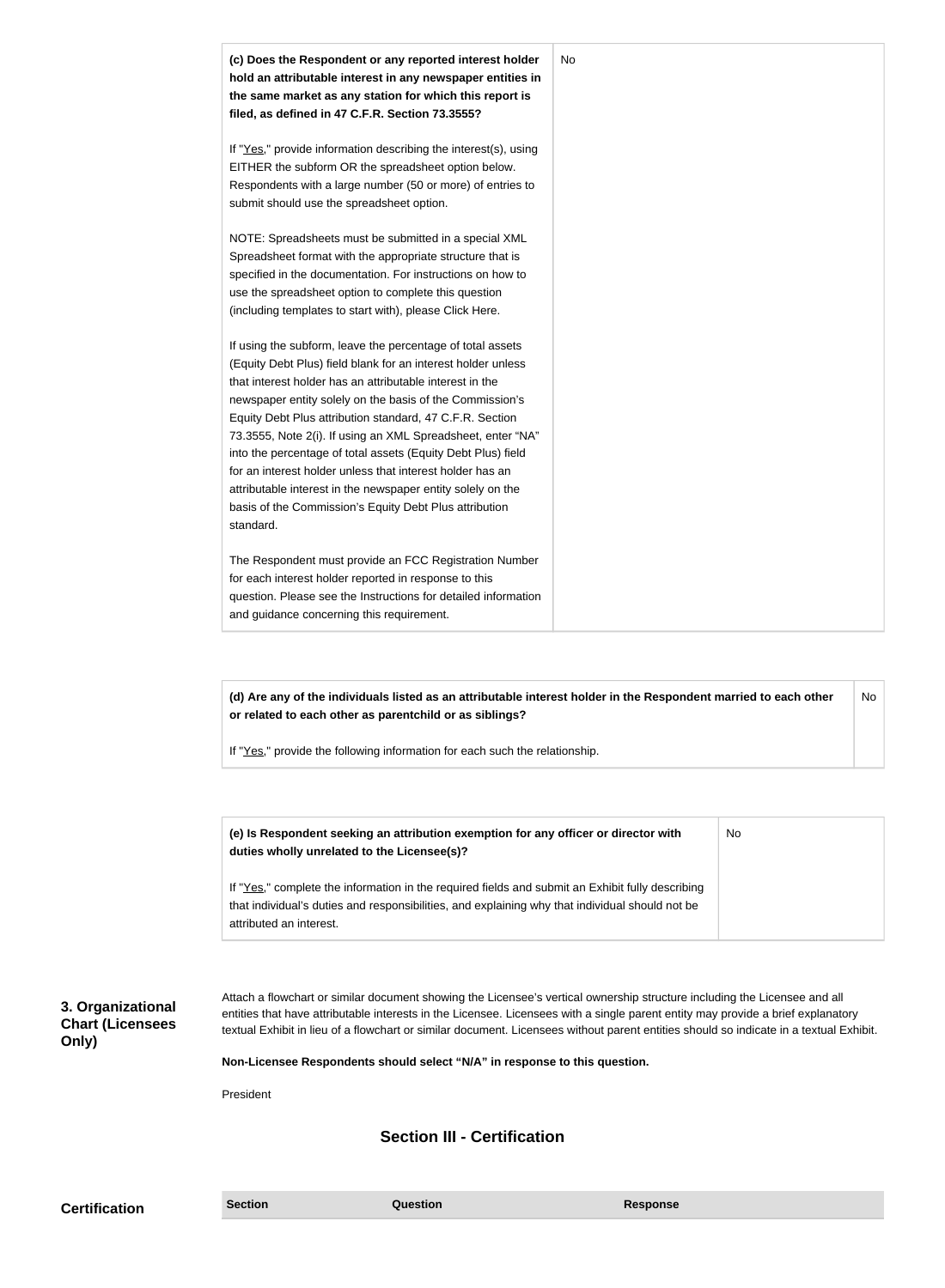| | |
|---|---|
| **(c) Does the Respondent or any reported interest holder hold an attributable interest in any newspaper entities in the same market as any station for which this report is filed, as defined in 47 C.F.R. Section 73.3555?**<br><br>If "Yes," provide information describing the interest(s), using EITHER the subform OR the spreadsheet option below. Respondents with a large number (50 or more) of entries to submit should use the spreadsheet option.<br><br>NOTE: Spreadsheets must be submitted in a special XML Spreadsheet format with the appropriate structure that is specified in the documentation. For instructions on how to use the spreadsheet option to complete this question (including templates to start with), please Click Here.<br><br>If using the subform, leave the percentage of total assets (Equity Debt Plus) field blank for an interest holder unless that interest holder has an attributable interest in the newspaper entity solely on the basis of the Commission's Equity Debt Plus attribution standard, 47 C.F.R. Section 73.3555, Note 2(i). If using an XML Spreadsheet, enter "NA" into the percentage of total assets (Equity Debt Plus) field for an interest holder unless that interest holder has an attributable interest in the newspaper entity solely on the basis of the Commission's Equity Debt Plus attribution standard.<br><br>The Respondent must provide an FCC Registration Number for each interest holder reported in response to this question. Please see the Instructions for detailed information and guidance concerning this requirement. | No |

| | |
|---|---|
| **(d) Are any of the individuals listed as an attributable interest holder in the Respondent married to each other or related to each other as parentchild or as siblings?**<br><br>If "Yes," provide the following information for each such the relationship. | No |

| | |
|---|---|
| **(e) Is Respondent seeking an attribution exemption for any officer or director with duties wholly unrelated to the Licensee(s)?**<br><br>If "Yes," complete the information in the required fields and submit an Exhibit fully describing that individual's duties and responsibilities, and explaining why that individual should not be attributed an interest. | No |

**3. Organizational Chart (Licensees Only)**

Attach a flowchart or similar document showing the Licensee's vertical ownership structure including the Licensee and all entities that have attributable interests in the Licensee. Licensees with a single parent entity may provide a brief explanatory textual Exhibit in lieu of a flowchart or similar document. Licensees without parent entities should so indicate in a textual Exhibit.

**Non-Licensee Respondents should select "N/A" in response to this question.**

President

## Section III - Certification

**Certification**

| Section | Question | Response |
|---|---|---|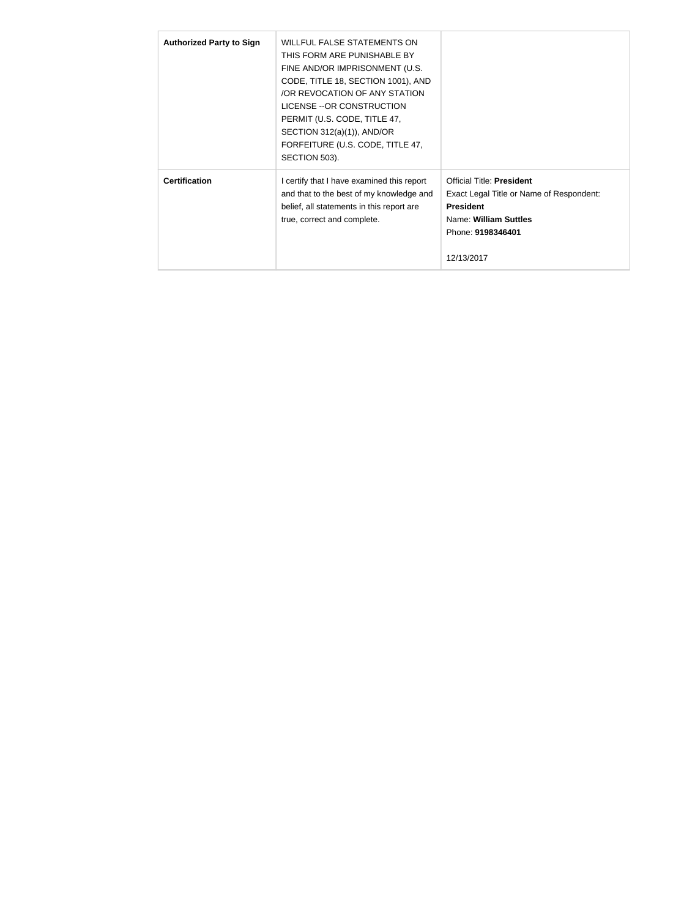| | | |
|---|---|---|
| **Authorized Party to Sign** | WILLFUL FALSE STATEMENTS ON THIS FORM ARE PUNISHABLE BY FINE AND/OR IMPRISONMENT (U.S. CODE, TITLE 18, SECTION 1001), AND /OR REVOCATION OF ANY STATION LICENSE --OR CONSTRUCTION PERMIT (U.S. CODE, TITLE 47, SECTION 312(a)(1)), AND/OR FORFEITURE (U.S. CODE, TITLE 47, SECTION 503). | |
| **Certification** | I certify that I have examined this report and that to the best of my knowledge and belief, all statements in this report are true, correct and complete. | Official Title: **President**<br>Exact Legal Title or Name of Respondent: **President**<br>Name: **William Suttles**<br>Phone: **9198346401**<br><br>12/13/2017 |